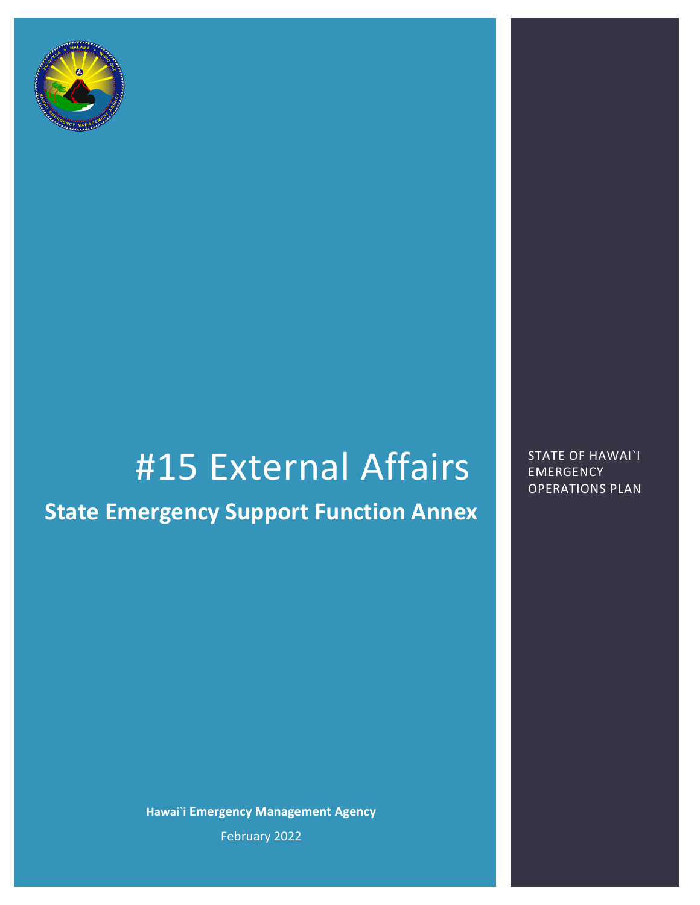# #15 External Affairs

## State Emergency Support Function Annex

STATE OF HAWAI`I EMERGENCY OPERATIONS PLAN

**Hawai`i Emergency Management Agency**

February 2022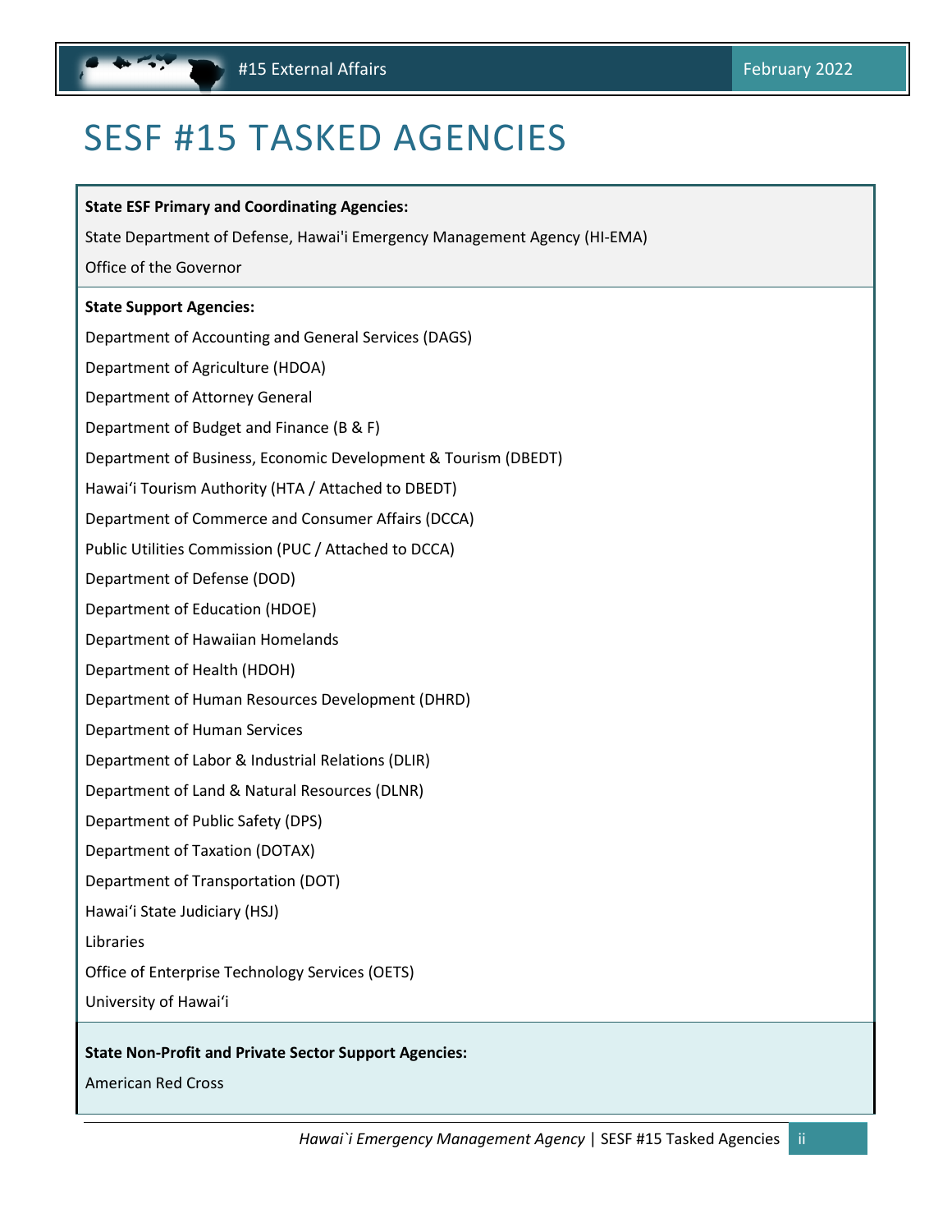# SESF #15 TASKED AGENCIES

**State ESF Primary and Coordinating Agencies:**

State Department of Defense, Hawai'i Emergency Management Agency (HI-EMA)

Office of the Governor

**State Support Agencies:**

Department of Accounting and General Services (DAGS)

Department of Agriculture (HDOA)

Department of Attorney General

Department of Budget and Finance (B & F)

Department of Business, Economic Development & Tourism (DBEDT)

Hawaiʻi Tourism Authority (HTA / Attached to DBEDT)

Department of Commerce and Consumer Affairs (DCCA)

Public Utilities Commission (PUC / Attached to DCCA)

Department of Defense (DOD)

Department of Education (HDOE)

Department of Hawaiian Homelands

Department of Health (HDOH)

Department of Human Resources Development (DHRD)

Department of Human Services

Department of Labor & Industrial Relations (DLIR)

Department of Land & Natural Resources (DLNR)

Department of Public Safety (DPS)

Department of Taxation (DOTAX)

Department of Transportation (DOT)

Hawaiʻi State Judiciary (HSJ)

Libraries

Office of Enterprise Technology Services (OETS)

University of Hawaiʻi

**State Non-Profit and Private Sector Support Agencies:**

American Red Cross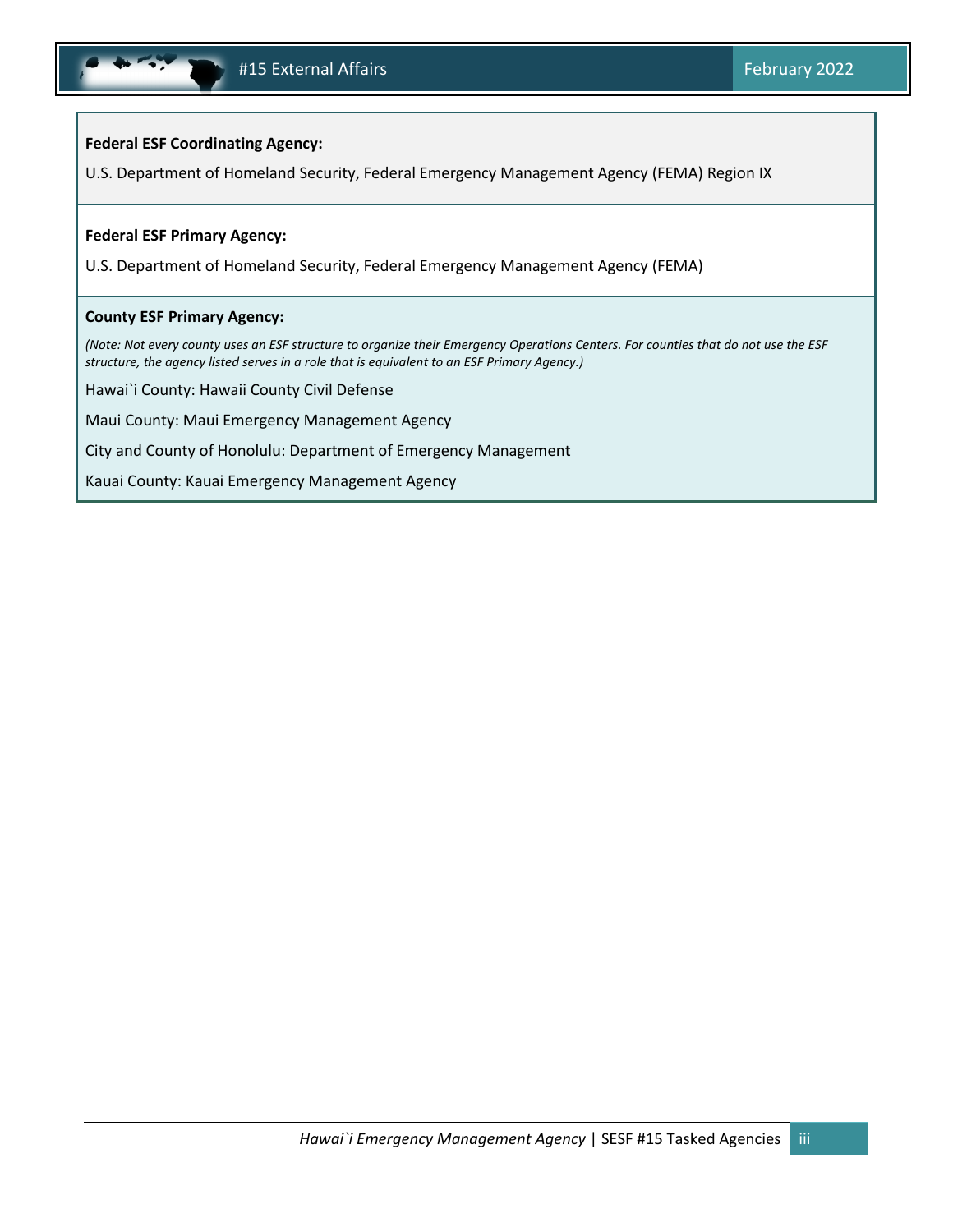**Federal ESF Coordinating Agency:**

U.S. Department of Homeland Security, Federal Emergency Management Agency (FEMA) Region IX

**Federal ESF Primary Agency:**

U.S. Department of Homeland Security, Federal Emergency Management Agency (FEMA)

**County ESF Primary Agency:**

*(Note: Not every county uses an ESF structure to organize their Emergency Operations Centers. For counties that do not use the ESF structure, the agency listed serves in a role that is equivalent to an ESF Primary Agency.)*

Hawai`i County: Hawaii County Civil Defense

Maui County: Maui Emergency Management Agency

City and County of Honolulu: Department of Emergency Management

Kauai County: Kauai Emergency Management Agency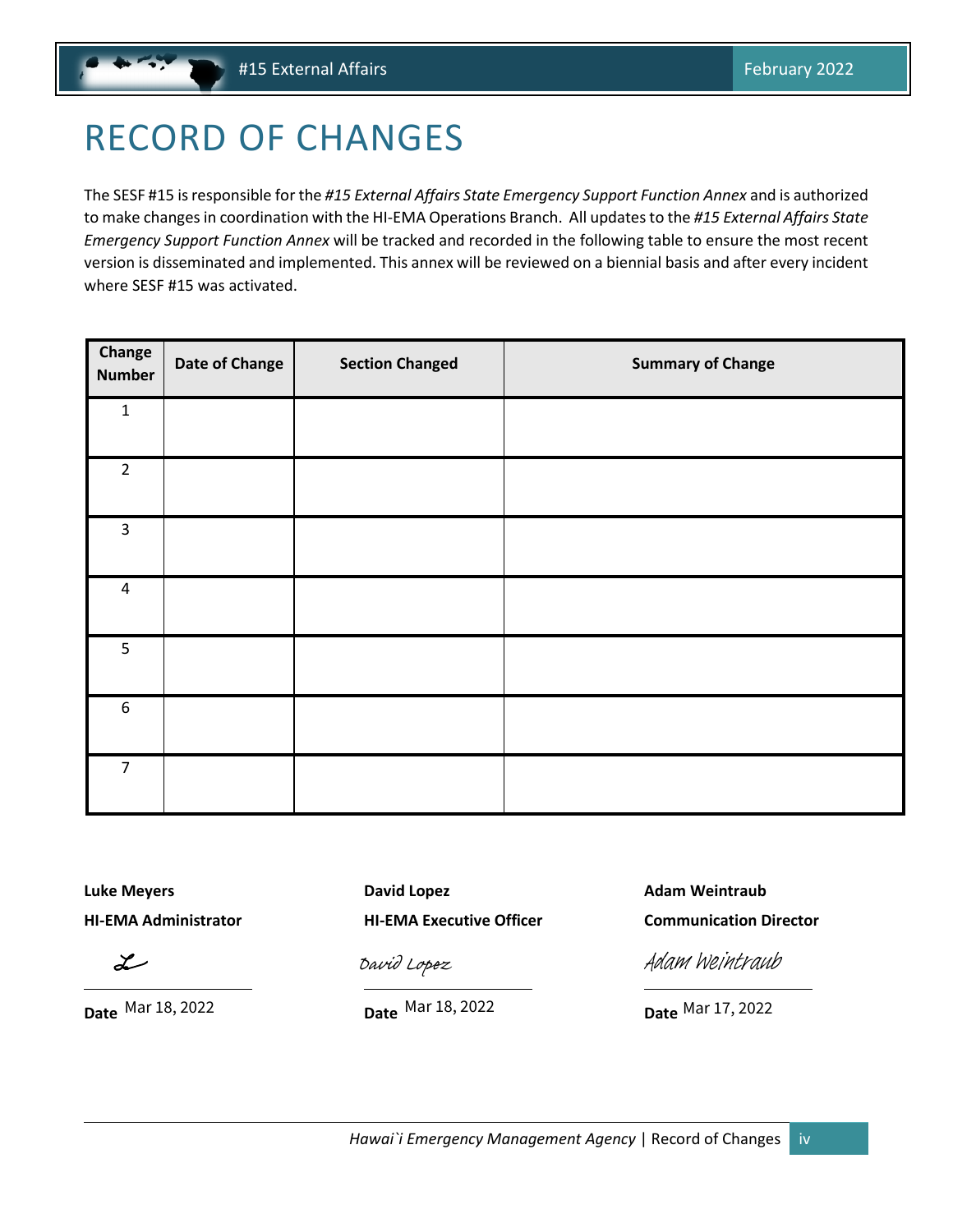# RECORD OF CHANGES

The SESF #15 is responsible for the *#15 External Affairs State Emergency Support Function Annex* and is authorized to make changes in coordination with the HI-EMA Operations Branch. All updates to the *#15 External Affairs State Emergency Support Function Annex* will be tracked and recorded in the following table to ensure the most recent version is disseminated and implemented. This annex will be reviewed on a biennial basis and after every incident where SESF #15 was activated.

| Change Number | Date of Change | Section Changed | Summary of Change |
|---|---|---|---|
| 1 | | | |
| 2 | | | |
| 3 | | | |
| 4 | | | |
| 5 | | | |
| 6 | | | |
| 7 | | | |

**Luke Meyers**
**HI-EMA Administrator**

L

**Date** Mar 18, 2022

**David Lopez**
**HI-EMA Executive Officer**

David Lopez

**Date** Mar 18, 2022

**Adam Weintraub**
**Communication Director**

Adam Weintraub

**Date** Mar 17, 2022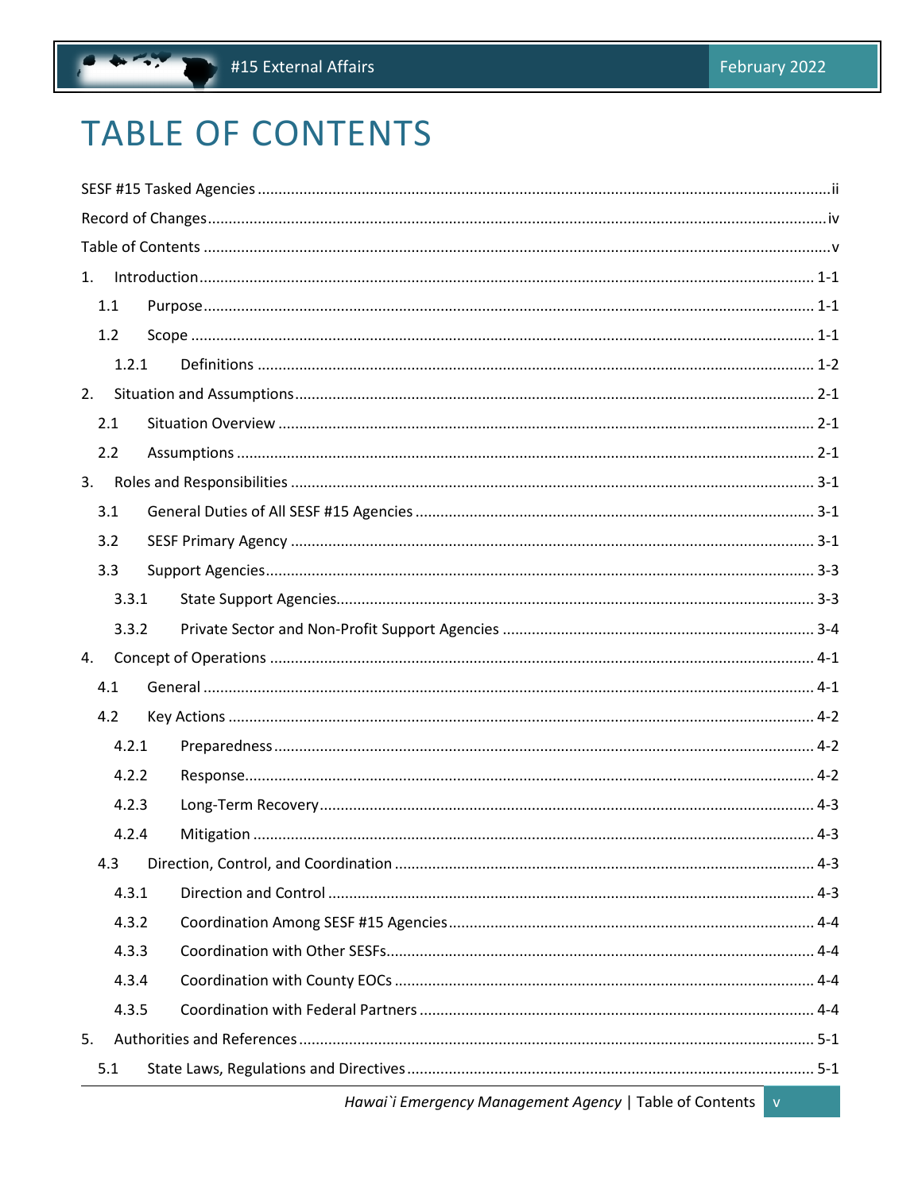# TABLE OF CONTENTS

SESF #15 Tasked Agencies ....... ii

Record of Changes ....... iv

Table of Contents ....... v

1. Introduction ....... 1-1
   - 1.1 Purpose ....... 1-1
   - 1.2 Scope ....... 1-1
     - 1.2.1 Definitions ....... 1-2
2. Situation and Assumptions ....... 2-1
   - 2.1 Situation Overview ....... 2-1
   - 2.2 Assumptions ....... 2-1
3. Roles and Responsibilities ....... 3-1
   - 3.1 General Duties of All SESF #15 Agencies ....... 3-1
   - 3.2 SESF Primary Agency ....... 3-1
   - 3.3 Support Agencies ....... 3-3
     - 3.3.1 State Support Agencies ....... 3-3
     - 3.3.2 Private Sector and Non-Profit Support Agencies ....... 3-4
4. Concept of Operations ....... 4-1
   - 4.1 General ....... 4-1
   - 4.2 Key Actions ....... 4-2
     - 4.2.1 Preparedness ....... 4-2
     - 4.2.2 Response ....... 4-2
     - 4.2.3 Long-Term Recovery ....... 4-3
     - 4.2.4 Mitigation ....... 4-3
   - 4.3 Direction, Control, and Coordination ....... 4-3
     - 4.3.1 Direction and Control ....... 4-3
     - 4.3.2 Coordination Among SESF #15 Agencies ....... 4-4
     - 4.3.3 Coordination with Other SESFs ....... 4-4
     - 4.3.4 Coordination with County EOCs ....... 4-4
     - 4.3.5 Coordination with Federal Partners ....... 4-4
5. Authorities and References ....... 5-1
   - 5.1 State Laws, Regulations and Directives ....... 5-1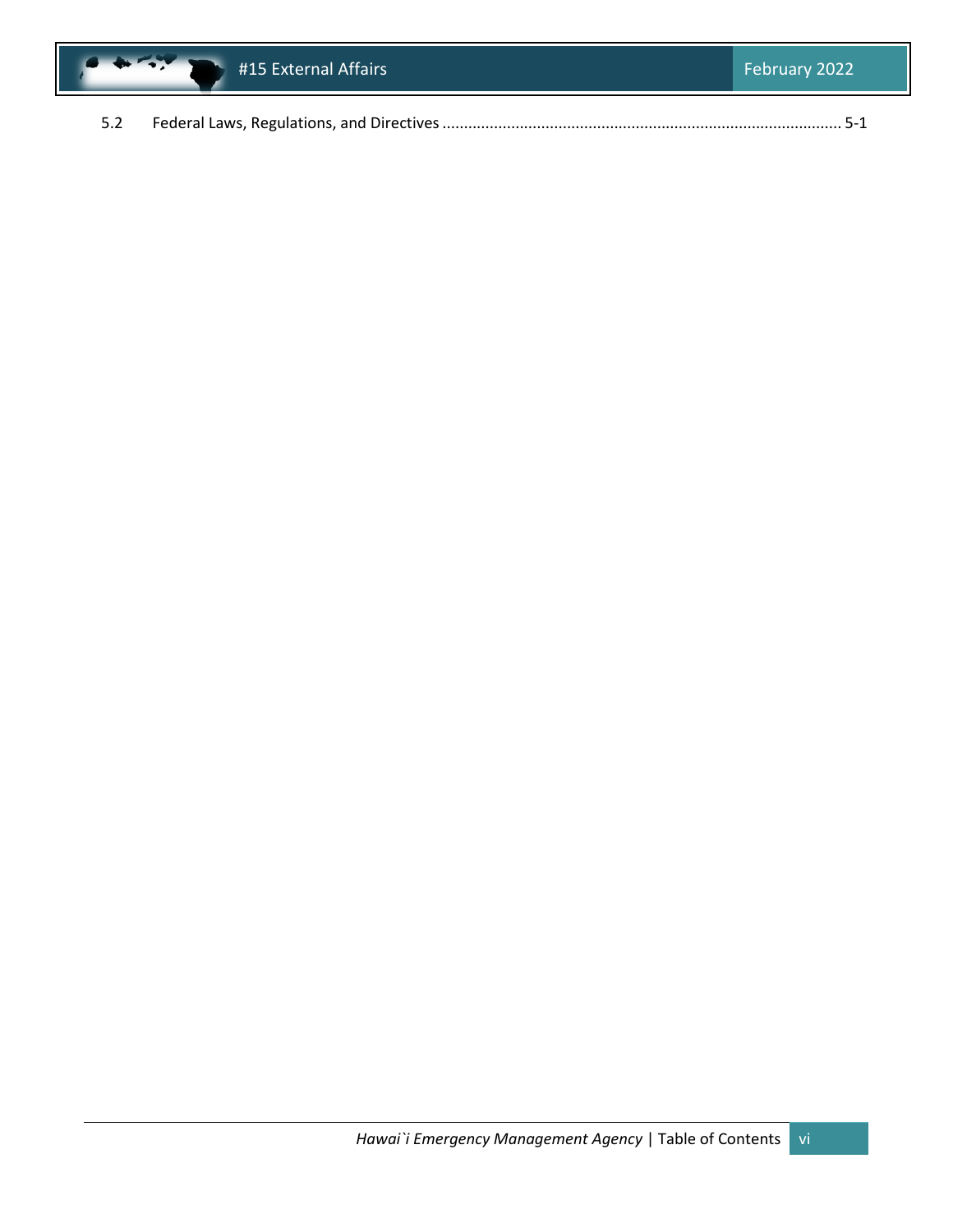5.2 Federal Laws, Regulations, and Directives ............................................................................................ 5-1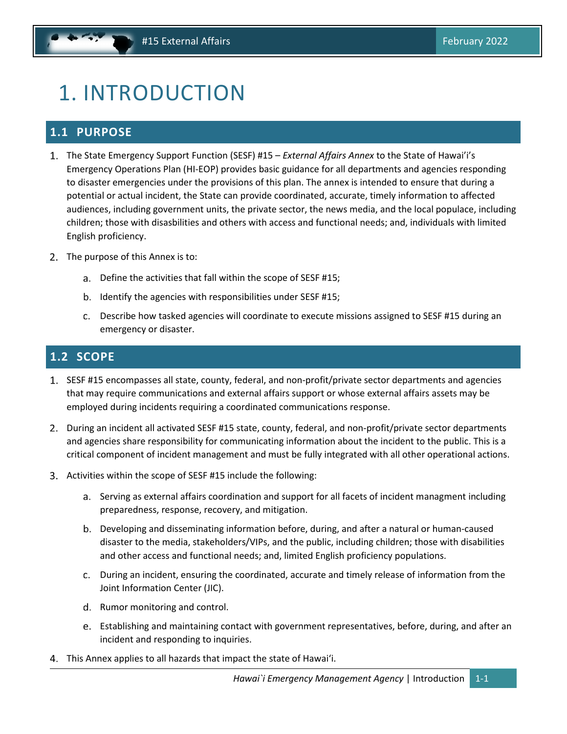# 1. INTRODUCTION

## 1.1 PURPOSE

1. The State Emergency Support Function (SESF) #15 – *External Affairs Annex* to the State of Hawai'i's Emergency Operations Plan (HI-EOP) provides basic guidance for all departments and agencies responding to disaster emergencies under the provisions of this plan. The annex is intended to ensure that during a potential or actual incident, the State can provide coordinated, accurate, timely information to affected audiences, including government units, the private sector, the news media, and the local populace, including children; those with disabilities and others with access and functional needs; and, individuals with limited English proficiency.

2. The purpose of this Annex is to:

   a. Define the activities that fall within the scope of SESF #15;

   b. Identify the agencies with responsibilities under SESF #15;

   c. Describe how tasked agencies will coordinate to execute missions assigned to SESF #15 during an emergency or disaster.

## 1.2 SCOPE

1. SESF #15 encompasses all state, county, federal, and non-profit/private sector departments and agencies that may require communications and external affairs support or whose external affairs assets may be employed during incidents requiring a coordinated communications response.

2. During an incident all activated SESF #15 state, county, federal, and non-profit/private sector departments and agencies share responsibility for communicating information about the incident to the public. This is a critical component of incident management and must be fully integrated with all other operational actions.

3. Activities within the scope of SESF #15 include the following:

   a. Serving as external affairs coordination and support for all facets of incident managment including preparedness, response, recovery, and mitigation.

   b. Developing and disseminating information before, during, and after a natural or human-caused disaster to the media, stakeholders/VIPs, and the public, including children; those with disabilities and other access and functional needs; and, limited English proficiency populations.

   c. During an incident, ensuring the coordinated, accurate and timely release of information from the Joint Information Center (JIC).

   d. Rumor monitoring and control.

   e. Establishing and maintaining contact with government representatives, before, during, and after an incident and responding to inquiries.

4. This Annex applies to all hazards that impact the state of Hawai'i.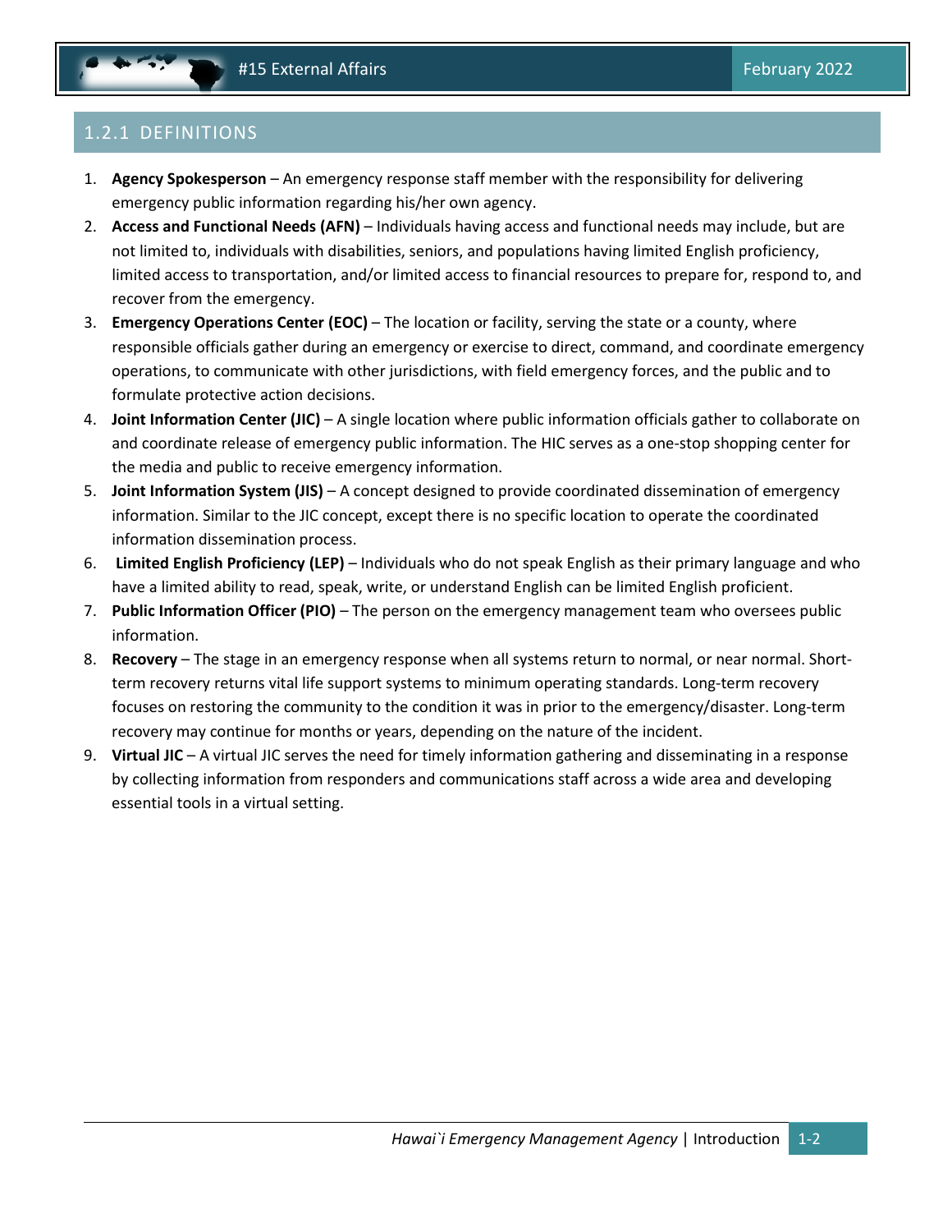## 1.2.1 DEFINITIONS

1. **Agency Spokesperson** – An emergency response staff member with the responsibility for delivering emergency public information regarding his/her own agency.
2. **Access and Functional Needs (AFN)** – Individuals having access and functional needs may include, but are not limited to, individuals with disabilities, seniors, and populations having limited English proficiency, limited access to transportation, and/or limited access to financial resources to prepare for, respond to, and recover from the emergency.
3. **Emergency Operations Center (EOC)** – The location or facility, serving the state or a county, where responsible officials gather during an emergency or exercise to direct, command, and coordinate emergency operations, to communicate with other jurisdictions, with field emergency forces, and the public and to formulate protective action decisions.
4. **Joint Information Center (JIC)** – A single location where public information officials gather to collaborate on and coordinate release of emergency public information. The HIC serves as a one-stop shopping center for the media and public to receive emergency information.
5. **Joint Information System (JIS)** – A concept designed to provide coordinated dissemination of emergency information. Similar to the JIC concept, except there is no specific location to operate the coordinated information dissemination process.
6. **Limited English Proficiency (LEP)** – Individuals who do not speak English as their primary language and who have a limited ability to read, speak, write, or understand English can be limited English proficient.
7. **Public Information Officer (PIO)** – The person on the emergency management team who oversees public information.
8. **Recovery** – The stage in an emergency response when all systems return to normal, or near normal. Short-term recovery returns vital life support systems to minimum operating standards. Long-term recovery focuses on restoring the community to the condition it was in prior to the emergency/disaster. Long-term recovery may continue for months or years, depending on the nature of the incident.
9. **Virtual JIC** – A virtual JIC serves the need for timely information gathering and disseminating in a response by collecting information from responders and communications staff across a wide area and developing essential tools in a virtual setting.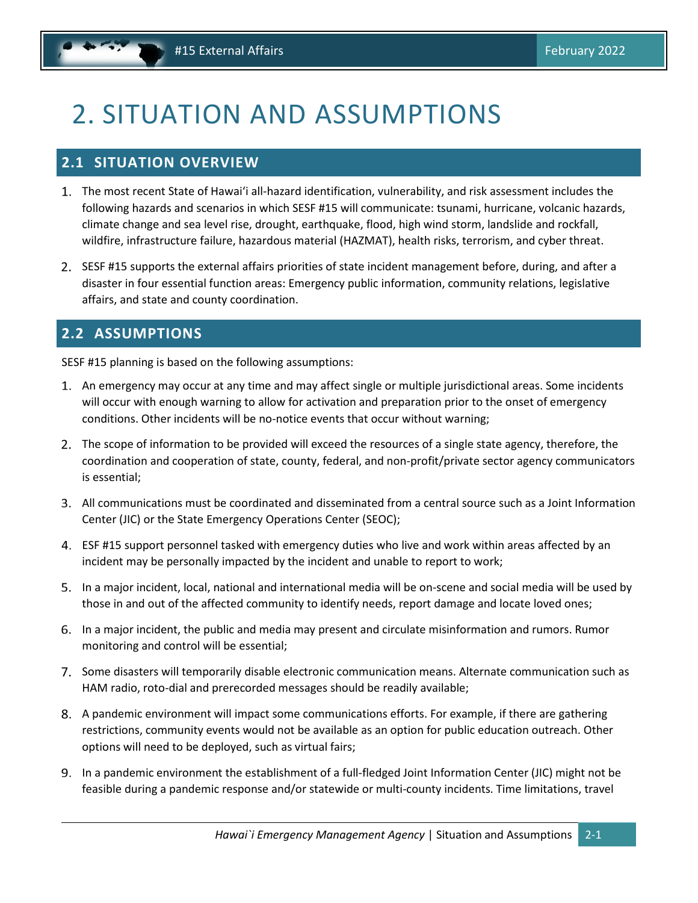# 2. SITUATION AND ASSUMPTIONS

## 2.1 SITUATION OVERVIEW

1. The most recent State of Hawaiʻi all-hazard identification, vulnerability, and risk assessment includes the following hazards and scenarios in which SESF #15 will communicate: tsunami, hurricane, volcanic hazards, climate change and sea level rise, drought, earthquake, flood, high wind storm, landslide and rockfall, wildfire, infrastructure failure, hazardous material (HAZMAT), health risks, terrorism, and cyber threat.
2. SESF #15 supports the external affairs priorities of state incident management before, during, and after a disaster in four essential function areas: Emergency public information, community relations, legislative affairs, and state and county coordination.

## 2.2 ASSUMPTIONS

SESF #15 planning is based on the following assumptions:

1. An emergency may occur at any time and may affect single or multiple jurisdictional areas. Some incidents will occur with enough warning to allow for activation and preparation prior to the onset of emergency conditions. Other incidents will be no-notice events that occur without warning;
2. The scope of information to be provided will exceed the resources of a single state agency, therefore, the coordination and cooperation of state, county, federal, and non-profit/private sector agency communicators is essential;
3. All communications must be coordinated and disseminated from a central source such as a Joint Information Center (JIC) or the State Emergency Operations Center (SEOC);
4. ESF #15 support personnel tasked with emergency duties who live and work within areas affected by an incident may be personally impacted by the incident and unable to report to work;
5. In a major incident, local, national and international media will be on-scene and social media will be used by those in and out of the affected community to identify needs, report damage and locate loved ones;
6. In a major incident, the public and media may present and circulate misinformation and rumors. Rumor monitoring and control will be essential;
7. Some disasters will temporarily disable electronic communication means. Alternate communication such as HAM radio, roto-dial and prerecorded messages should be readily available;
8. A pandemic environment will impact some communications efforts. For example, if there are gathering restrictions, community events would not be available as an option for public education outreach. Other options will need to be deployed, such as virtual fairs;
9. In a pandemic environment the establishment of a full-fledged Joint Information Center (JIC) might not be feasible during a pandemic response and/or statewide or multi-county incidents. Time limitations, travel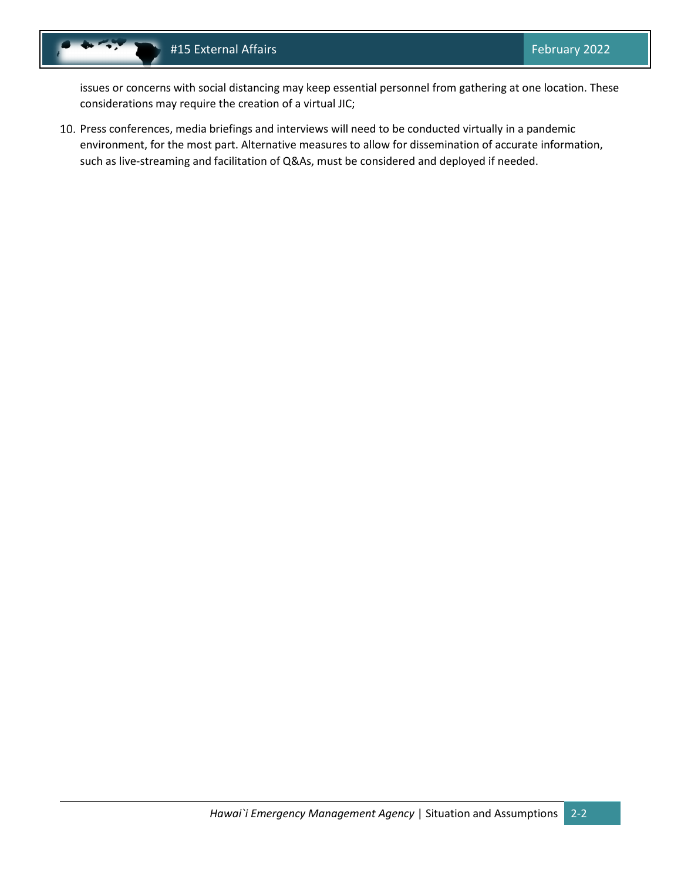issues or concerns with social distancing may keep essential personnel from gathering at one location. These considerations may require the creation of a virtual JIC;

10. Press conferences, media briefings and interviews will need to be conducted virtually in a pandemic environment, for the most part. Alternative measures to allow for dissemination of accurate information, such as live-streaming and facilitation of Q&As, must be considered and deployed if needed.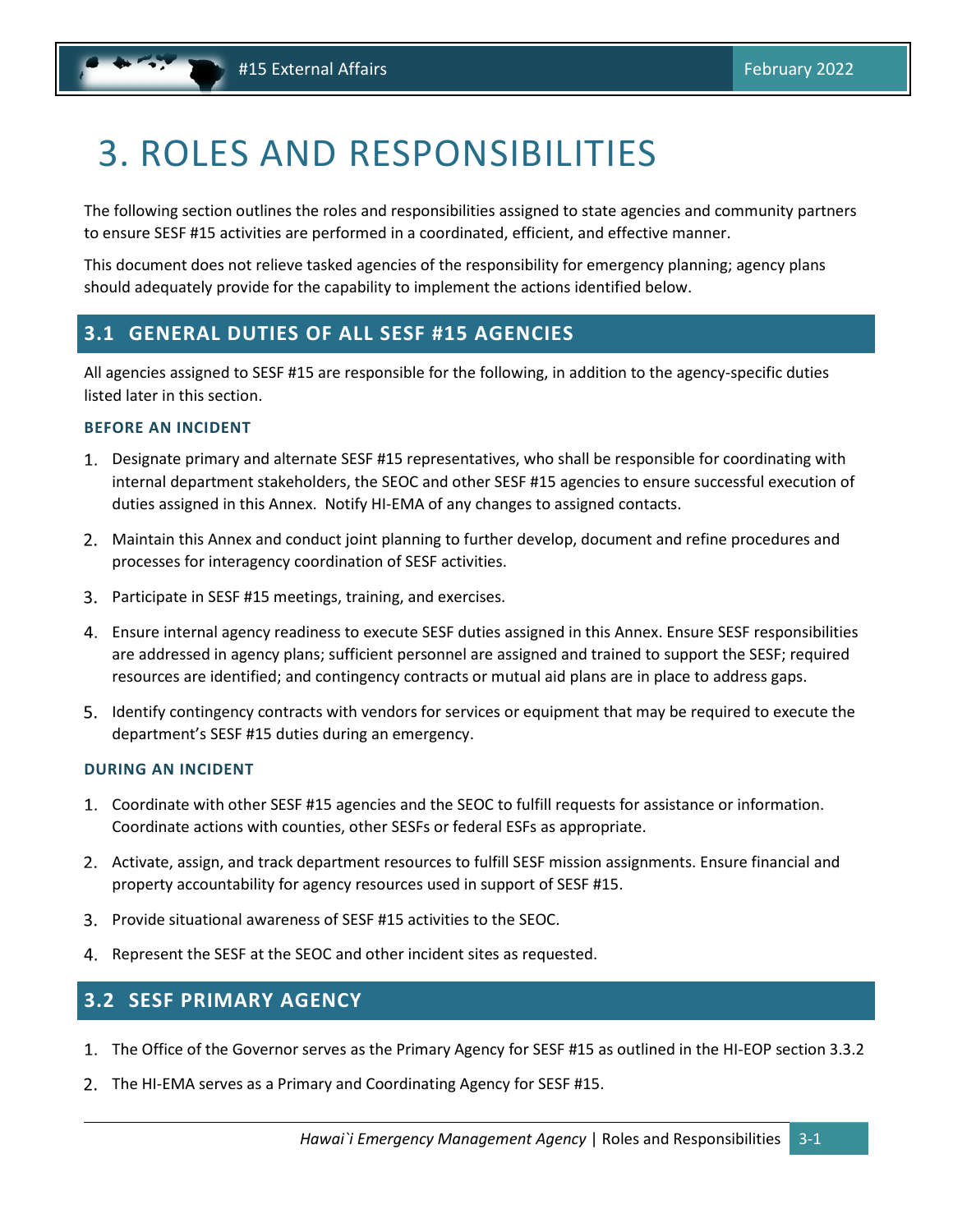# 3. ROLES AND RESPONSIBILITIES

The following section outlines the roles and responsibilities assigned to state agencies and community partners to ensure SESF #15 activities are performed in a coordinated, efficient, and effective manner.

This document does not relieve tasked agencies of the responsibility for emergency planning; agency plans should adequately provide for the capability to implement the actions identified below.

## 3.1 GENERAL DUTIES OF ALL SESF #15 AGENCIES

All agencies assigned to SESF #15 are responsible for the following, in addition to the agency-specific duties listed later in this section.

### BEFORE AN INCIDENT

1. Designate primary and alternate SESF #15 representatives, who shall be responsible for coordinating with internal department stakeholders, the SEOC and other SESF #15 agencies to ensure successful execution of duties assigned in this Annex. Notify HI-EMA of any changes to assigned contacts.
2. Maintain this Annex and conduct joint planning to further develop, document and refine procedures and processes for interagency coordination of SESF activities.
3. Participate in SESF #15 meetings, training, and exercises.
4. Ensure internal agency readiness to execute SESF duties assigned in this Annex. Ensure SESF responsibilities are addressed in agency plans; sufficient personnel are assigned and trained to support the SESF; required resources are identified; and contingency contracts or mutual aid plans are in place to address gaps.
5. Identify contingency contracts with vendors for services or equipment that may be required to execute the department's SESF #15 duties during an emergency.

### DURING AN INCIDENT

1. Coordinate with other SESF #15 agencies and the SEOC to fulfill requests for assistance or information. Coordinate actions with counties, other SESFs or federal ESFs as appropriate.
2. Activate, assign, and track department resources to fulfill SESF mission assignments. Ensure financial and property accountability for agency resources used in support of SESF #15.
3. Provide situational awareness of SESF #15 activities to the SEOC.
4. Represent the SESF at the SEOC and other incident sites as requested.

## 3.2 SESF PRIMARY AGENCY

1. The Office of the Governor serves as the Primary Agency for SESF #15 as outlined in the HI-EOP section 3.3.2
2. The HI-EMA serves as a Primary and Coordinating Agency for SESF #15.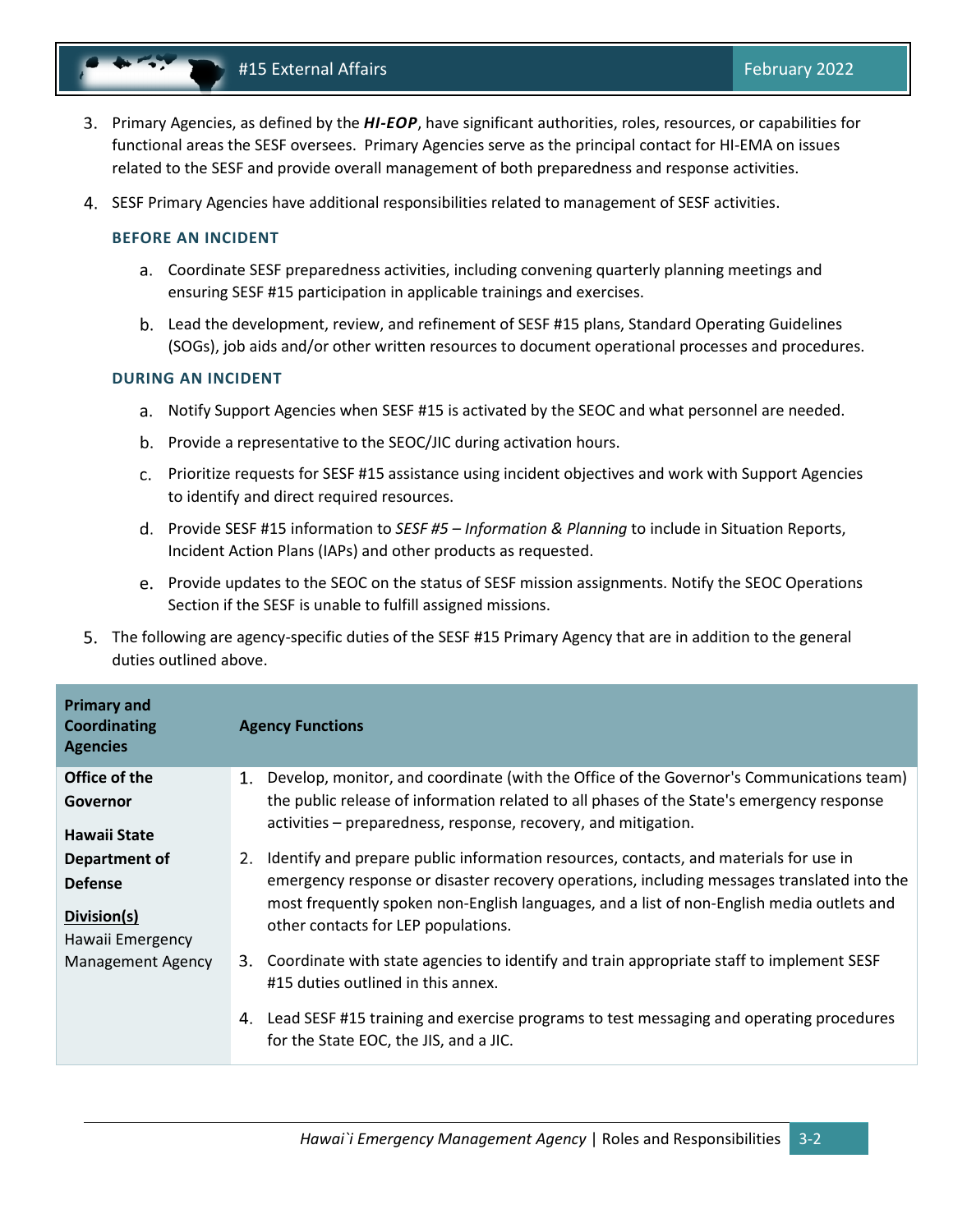3. Primary Agencies, as defined by the ***HI-EOP***, have significant authorities, roles, resources, or capabilities for functional areas the SESF oversees. Primary Agencies serve as the principal contact for HI-EMA on issues related to the SESF and provide overall management of both preparedness and response activities.

4. SESF Primary Agencies have additional responsibilities related to management of SESF activities.

### BEFORE AN INCIDENT

a. Coordinate SESF preparedness activities, including convening quarterly planning meetings and ensuring SESF #15 participation in applicable trainings and exercises.

b. Lead the development, review, and refinement of SESF #15 plans, Standard Operating Guidelines (SOGs), job aids and/or other written resources to document operational processes and procedures.

### DURING AN INCIDENT

a. Notify Support Agencies when SESF #15 is activated by the SEOC and what personnel are needed.

b. Provide a representative to the SEOC/JIC during activation hours.

c. Prioritize requests for SESF #15 assistance using incident objectives and work with Support Agencies to identify and direct required resources.

d. Provide SESF #15 information to *SESF #5 – Information & Planning* to include in Situation Reports, Incident Action Plans (IAPs) and other products as requested.

e. Provide updates to the SEOC on the status of SESF mission assignments. Notify the SEOC Operations Section if the SESF is unable to fulfill assigned missions.

5. The following are agency-specific duties of the SESF #15 Primary Agency that are in addition to the general duties outlined above.

| Primary and Coordinating Agencies | Agency Functions |
|---|---|
| **Office of the Governor**<br><br>**Hawaii State Department of Defense**<br><br>**Division(s)**<br>Hawaii Emergency Management Agency | 1. Develop, monitor, and coordinate (with the Office of the Governor's Communications team) the public release of information related to all phases of the State's emergency response activities – preparedness, response, recovery, and mitigation.<br><br>2. Identify and prepare public information resources, contacts, and materials for use in emergency response or disaster recovery operations, including messages translated into the most frequently spoken non-English languages, and a list of non-English media outlets and other contacts for LEP populations.<br><br>3. Coordinate with state agencies to identify and train appropriate staff to implement SESF #15 duties outlined in this annex.<br><br>4. Lead SESF #15 training and exercise programs to test messaging and operating procedures for the State EOC, the JIS, and a JIC. |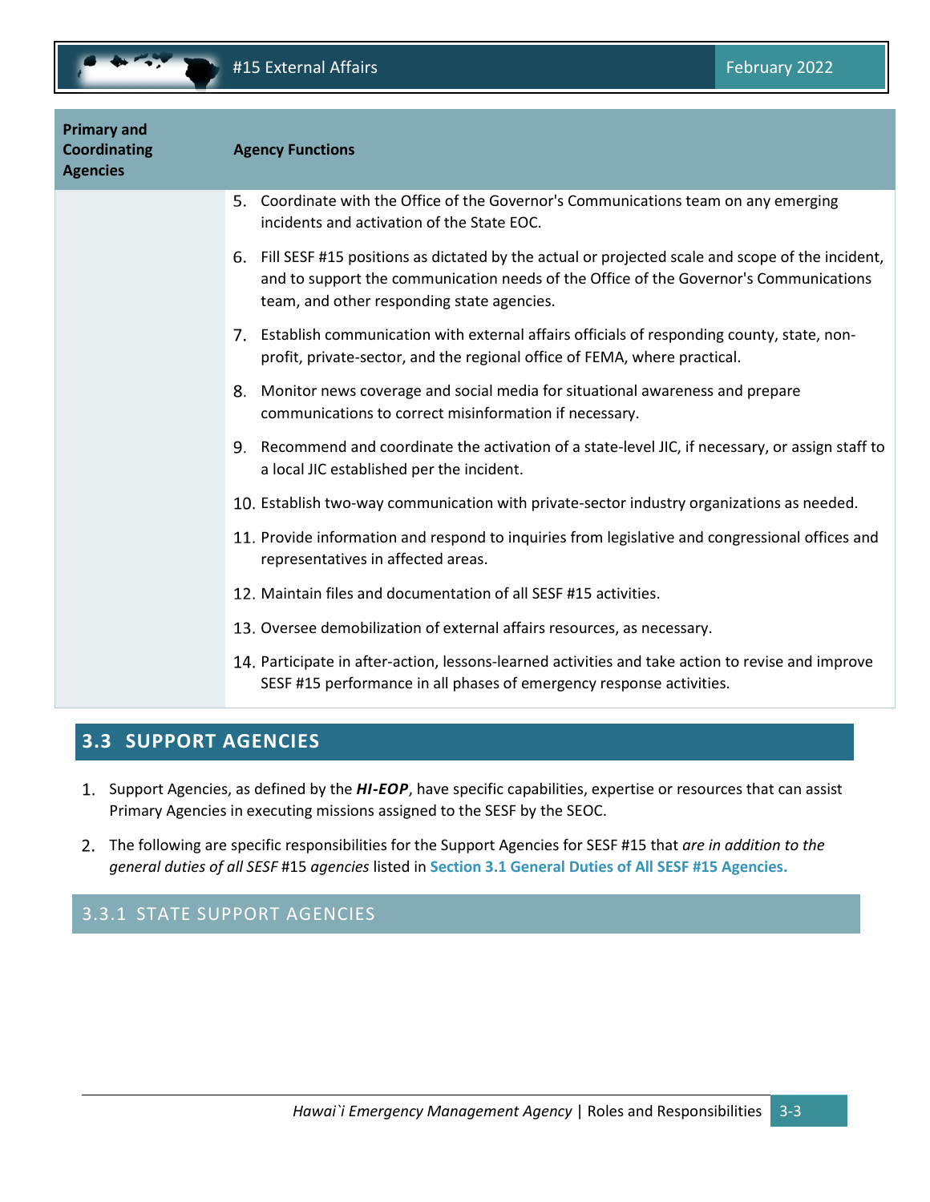| Primary and Coordinating Agencies | Agency Functions |
|---|---|
| | 5. Coordinate with the Office of the Governor's Communications team on any emerging incidents and activation of the State EOC.<br>6. Fill SESF #15 positions as dictated by the actual or projected scale and scope of the incident, and to support the communication needs of the Office of the Governor's Communications team, and other responding state agencies.<br>7. Establish communication with external affairs officials of responding county, state, non-profit, private-sector, and the regional office of FEMA, where practical.<br>8. Monitor news coverage and social media for situational awareness and prepare communications to correct misinformation if necessary.<br>9. Recommend and coordinate the activation of a state-level JIC, if necessary, or assign staff to a local JIC established per the incident.<br>10. Establish two-way communication with private-sector industry organizations as needed.<br>11. Provide information and respond to inquiries from legislative and congressional offices and representatives in affected areas.<br>12. Maintain files and documentation of all SESF #15 activities.<br>13. Oversee demobilization of external affairs resources, as necessary.<br>14. Participate in after-action, lessons-learned activities and take action to revise and improve SESF #15 performance in all phases of emergency response activities. |

## 3.3 SUPPORT AGENCIES

1. Support Agencies, as defined by the ***HI-EOP***, have specific capabilities, expertise or resources that can assist Primary Agencies in executing missions assigned to the SESF by the SEOC.
2. The following are specific responsibilities for the Support Agencies for SESF #15 that *are in addition to the general duties of all SESF* #15 *agencies* listed in **Section 3.1 General Duties of All SESF #15 Agencies.**

### 3.3.1 STATE SUPPORT AGENCIES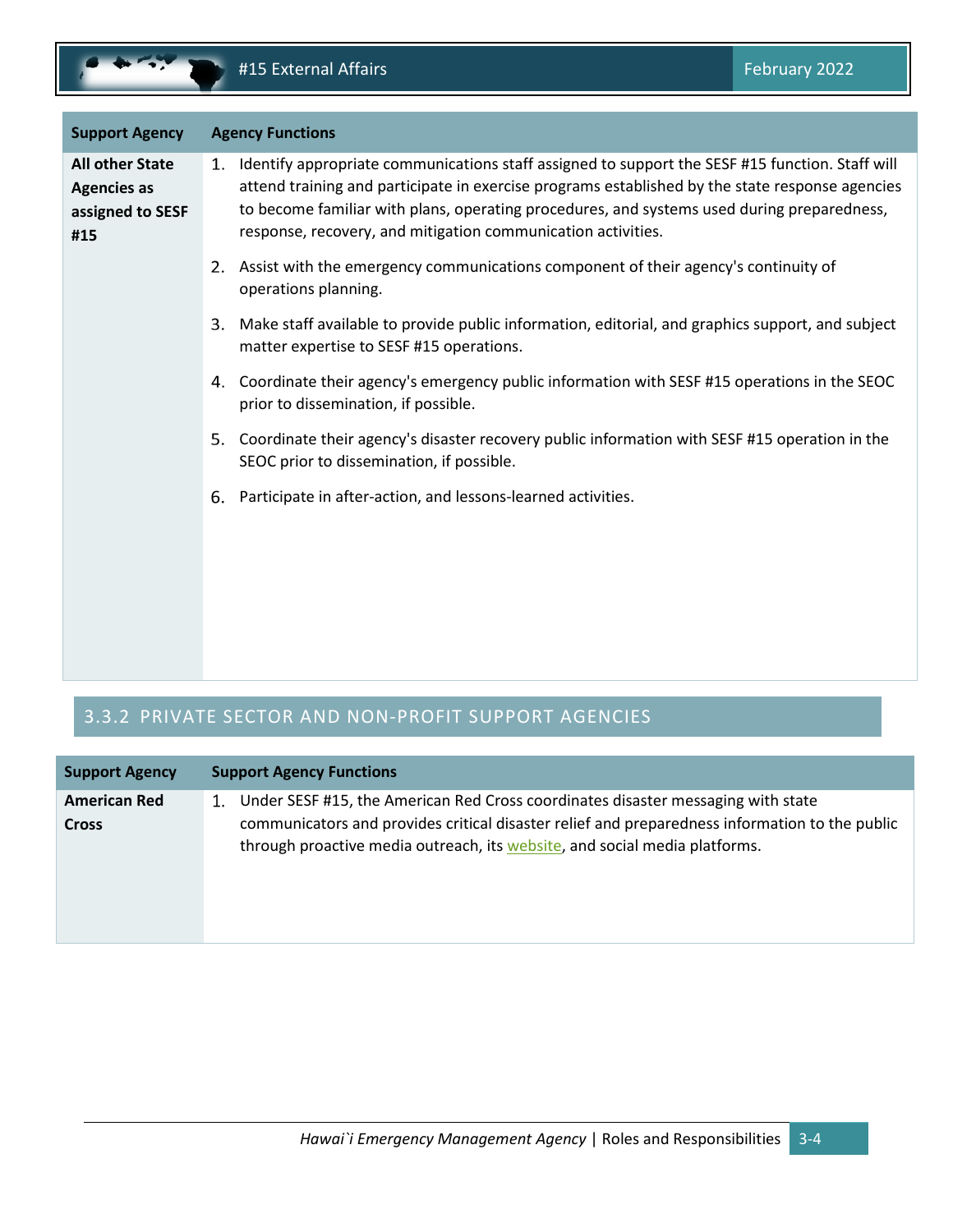| Support Agency | Agency Functions |
| --- | --- |
| **All other State Agencies as assigned to SESF #15** | 1. Identify appropriate communications staff assigned to support the SESF #15 function. Staff will attend training and participate in exercise programs established by the state response agencies to become familiar with plans, operating procedures, and systems used during preparedness, response, recovery, and mitigation communication activities.<br>2. Assist with the emergency communications component of their agency's continuity of operations planning.<br>3. Make staff available to provide public information, editorial, and graphics support, and subject matter expertise to SESF #15 operations.<br>4. Coordinate their agency's emergency public information with SESF #15 operations in the SEOC prior to dissemination, if possible.<br>5. Coordinate their agency's disaster recovery public information with SESF #15 operation in the SEOC prior to dissemination, if possible.<br>6. Participate in after-action, and lessons-learned activities. |

## 3.3.2 PRIVATE SECTOR AND NON-PROFIT SUPPORT AGENCIES

| Support Agency | Support Agency Functions |
| --- | --- |
| **American Red Cross** | 1. Under SESF #15, the American Red Cross coordinates disaster messaging with state communicators and provides critical disaster relief and preparedness information to the public through proactive media outreach, its website, and social media platforms. |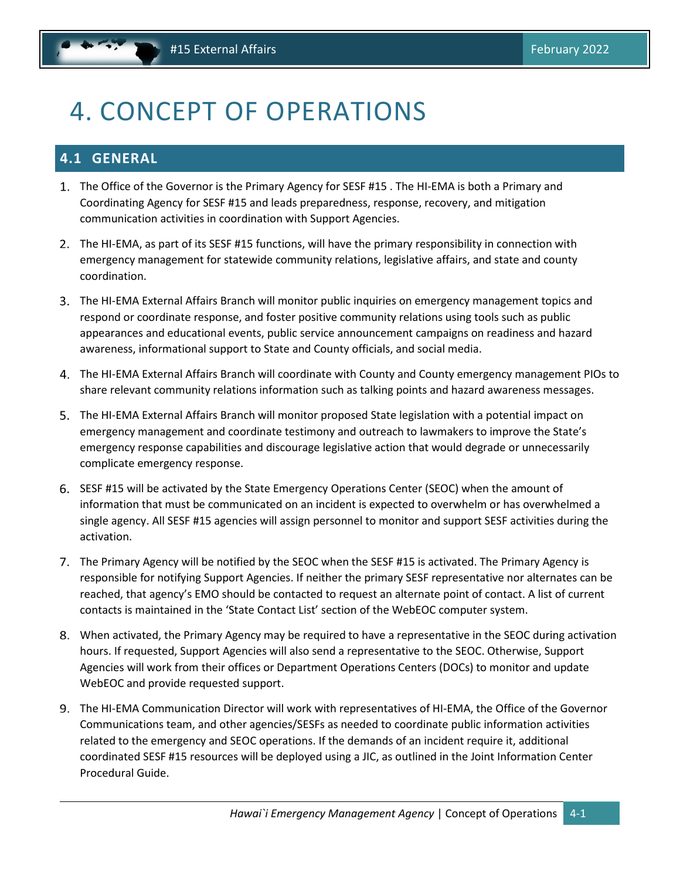# 4. CONCEPT OF OPERATIONS

## 4.1 GENERAL

1. The Office of the Governor is the Primary Agency for SESF #15 . The HI-EMA is both a Primary and Coordinating Agency for SESF #15 and leads preparedness, response, recovery, and mitigation communication activities in coordination with Support Agencies.
2. The HI-EMA, as part of its SESF #15 functions, will have the primary responsibility in connection with emergency management for statewide community relations, legislative affairs, and state and county coordination.
3. The HI-EMA External Affairs Branch will monitor public inquiries on emergency management topics and respond or coordinate response, and foster positive community relations using tools such as public appearances and educational events, public service announcement campaigns on readiness and hazard awareness, informational support to State and County officials, and social media.
4. The HI-EMA External Affairs Branch will coordinate with County and County emergency management PIOs to share relevant community relations information such as talking points and hazard awareness messages.
5. The HI-EMA External Affairs Branch will monitor proposed State legislation with a potential impact on emergency management and coordinate testimony and outreach to lawmakers to improve the State's emergency response capabilities and discourage legislative action that would degrade or unnecessarily complicate emergency response.
6. SESF #15 will be activated by the State Emergency Operations Center (SEOC) when the amount of information that must be communicated on an incident is expected to overwhelm or has overwhelmed a single agency. All SESF #15 agencies will assign personnel to monitor and support SESF activities during the activation.
7. The Primary Agency will be notified by the SEOC when the SESF #15 is activated. The Primary Agency is responsible for notifying Support Agencies. If neither the primary SESF representative nor alternates can be reached, that agency's EMO should be contacted to request an alternate point of contact. A list of current contacts is maintained in the 'State Contact List' section of the WebEOC computer system.
8. When activated, the Primary Agency may be required to have a representative in the SEOC during activation hours. If requested, Support Agencies will also send a representative to the SEOC. Otherwise, Support Agencies will work from their offices or Department Operations Centers (DOCs) to monitor and update WebEOC and provide requested support.
9. The HI-EMA Communication Director will work with representatives of HI-EMA, the Office of the Governor Communications team, and other agencies/SESFs as needed to coordinate public information activities related to the emergency and SEOC operations. If the demands of an incident require it, additional coordinated SESF #15 resources will be deployed using a JIC, as outlined in the Joint Information Center Procedural Guide.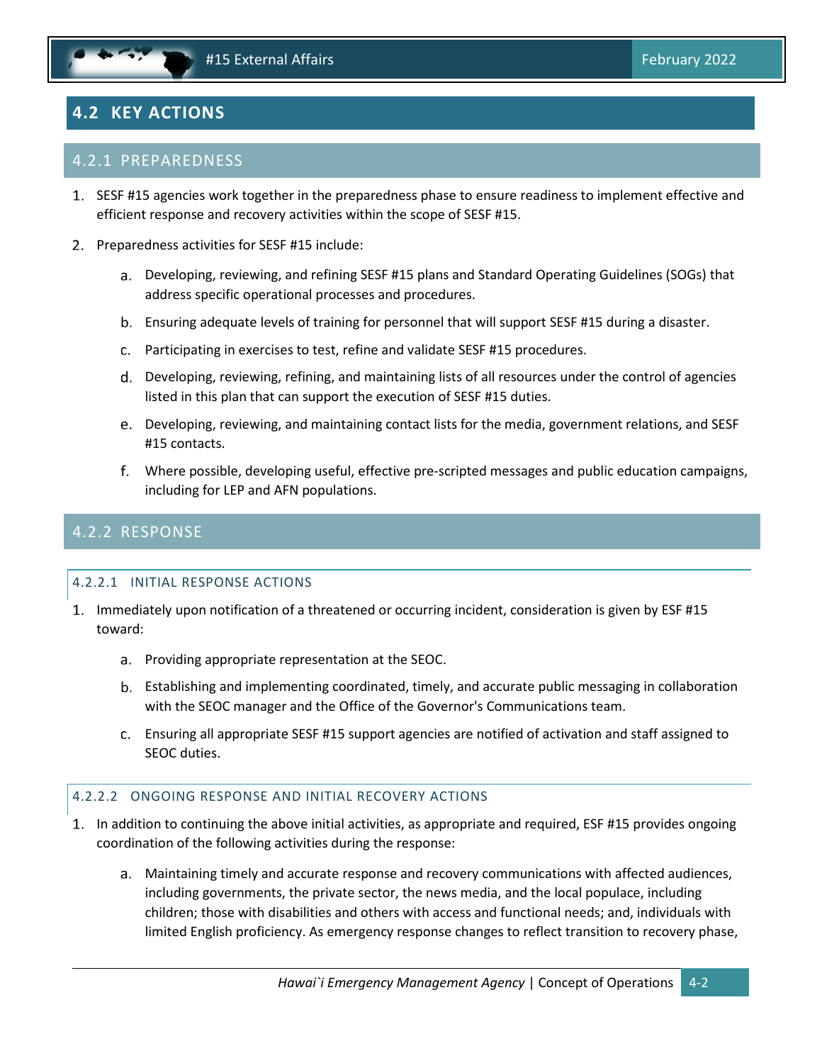## 4.2 KEY ACTIONS

### 4.2.1 PREPAREDNESS

1. SESF #15 agencies work together in the preparedness phase to ensure readiness to implement effective and efficient response and recovery activities within the scope of SESF #15.

2. Preparedness activities for SESF #15 include:

   a. Developing, reviewing, and refining SESF #15 plans and Standard Operating Guidelines (SOGs) that address specific operational processes and procedures.

   b. Ensuring adequate levels of training for personnel that will support SESF #15 during a disaster.

   c. Participating in exercises to test, refine and validate SESF #15 procedures.

   d. Developing, reviewing, refining, and maintaining lists of all resources under the control of agencies listed in this plan that can support the execution of SESF #15 duties.

   e. Developing, reviewing, and maintaining contact lists for the media, government relations, and SESF #15 contacts.

   f. Where possible, developing useful, effective pre-scripted messages and public education campaigns, including for LEP and AFN populations.

### 4.2.2 RESPONSE

#### 4.2.2.1 INITIAL RESPONSE ACTIONS

1. Immediately upon notification of a threatened or occurring incident, consideration is given by ESF #15 toward:

   a. Providing appropriate representation at the SEOC.

   b. Establishing and implementing coordinated, timely, and accurate public messaging in collaboration with the SEOC manager and the Office of the Governor's Communications team.

   c. Ensuring all appropriate SESF #15 support agencies are notified of activation and staff assigned to SEOC duties.

#### 4.2.2.2 ONGOING RESPONSE AND INITIAL RECOVERY ACTIONS

1. In addition to continuing the above initial activities, as appropriate and required, ESF #15 provides ongoing coordination of the following activities during the response:

   a. Maintaining timely and accurate response and recovery communications with affected audiences, including governments, the private sector, the news media, and the local populace, including children; those with disabilities and others with access and functional needs; and, individuals with limited English proficiency. As emergency response changes to reflect transition to recovery phase,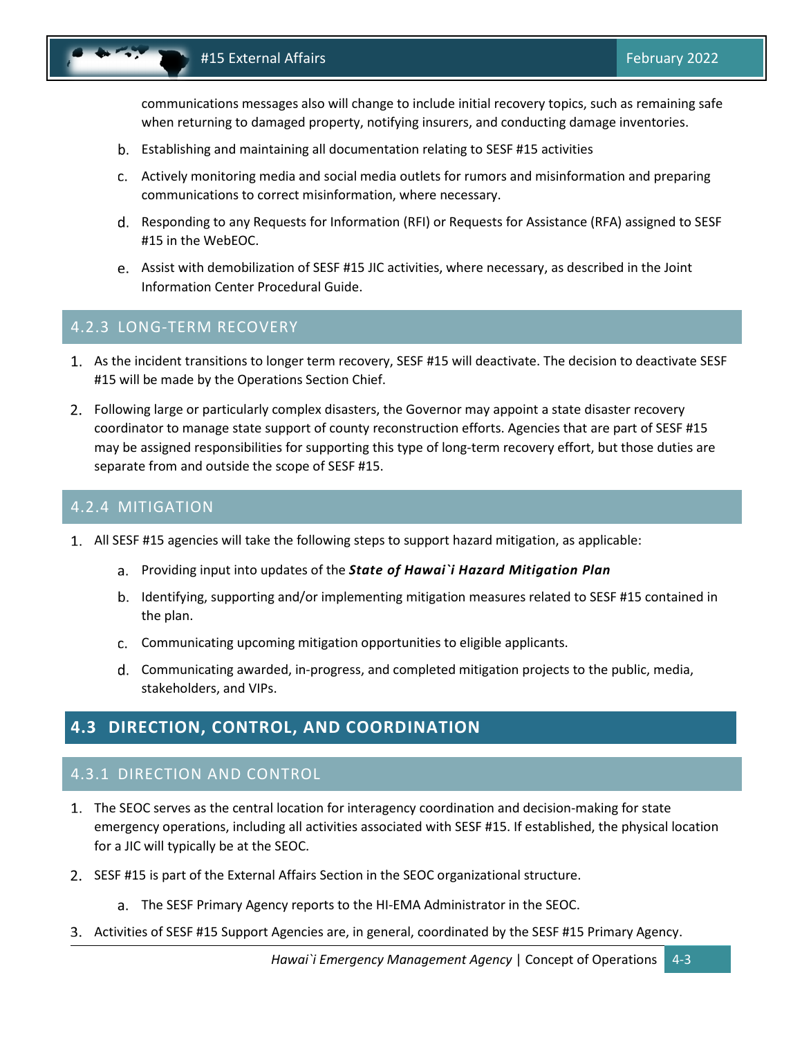communications messages also will change to include initial recovery topics, such as remaining safe when returning to damaged property, notifying insurers, and conducting damage inventories.

b. Establishing and maintaining all documentation relating to SESF #15 activities

c. Actively monitoring media and social media outlets for rumors and misinformation and preparing communications to correct misinformation, where necessary.

d. Responding to any Requests for Information (RFI) or Requests for Assistance (RFA) assigned to SESF #15 in the WebEOC.

e. Assist with demobilization of SESF #15 JIC activities, where necessary, as described in the Joint Information Center Procedural Guide.

### 4.2.3 LONG-TERM RECOVERY

1. As the incident transitions to longer term recovery, SESF #15 will deactivate. The decision to deactivate SESF #15 will be made by the Operations Section Chief.

2. Following large or particularly complex disasters, the Governor may appoint a state disaster recovery coordinator to manage state support of county reconstruction efforts. Agencies that are part of SESF #15 may be assigned responsibilities for supporting this type of long-term recovery effort, but those duties are separate from and outside the scope of SESF #15.

### 4.2.4 MITIGATION

1. All SESF #15 agencies will take the following steps to support hazard mitigation, as applicable:

   a. Providing input into updates of the ***State of Hawai`i Hazard Mitigation Plan***

   b. Identifying, supporting and/or implementing mitigation measures related to SESF #15 contained in the plan.

   c. Communicating upcoming mitigation opportunities to eligible applicants.

   d. Communicating awarded, in-progress, and completed mitigation projects to the public, media, stakeholders, and VIPs.

## 4.3 DIRECTION, CONTROL, AND COORDINATION

### 4.3.1 DIRECTION AND CONTROL

1. The SEOC serves as the central location for interagency coordination and decision-making for state emergency operations, including all activities associated with SESF #15. If established, the physical location for a JIC will typically be at the SEOC.

2. SESF #15 is part of the External Affairs Section in the SEOC organizational structure.

   a. The SESF Primary Agency reports to the HI-EMA Administrator in the SEOC.

3. Activities of SESF #15 Support Agencies are, in general, coordinated by the SESF #15 Primary Agency.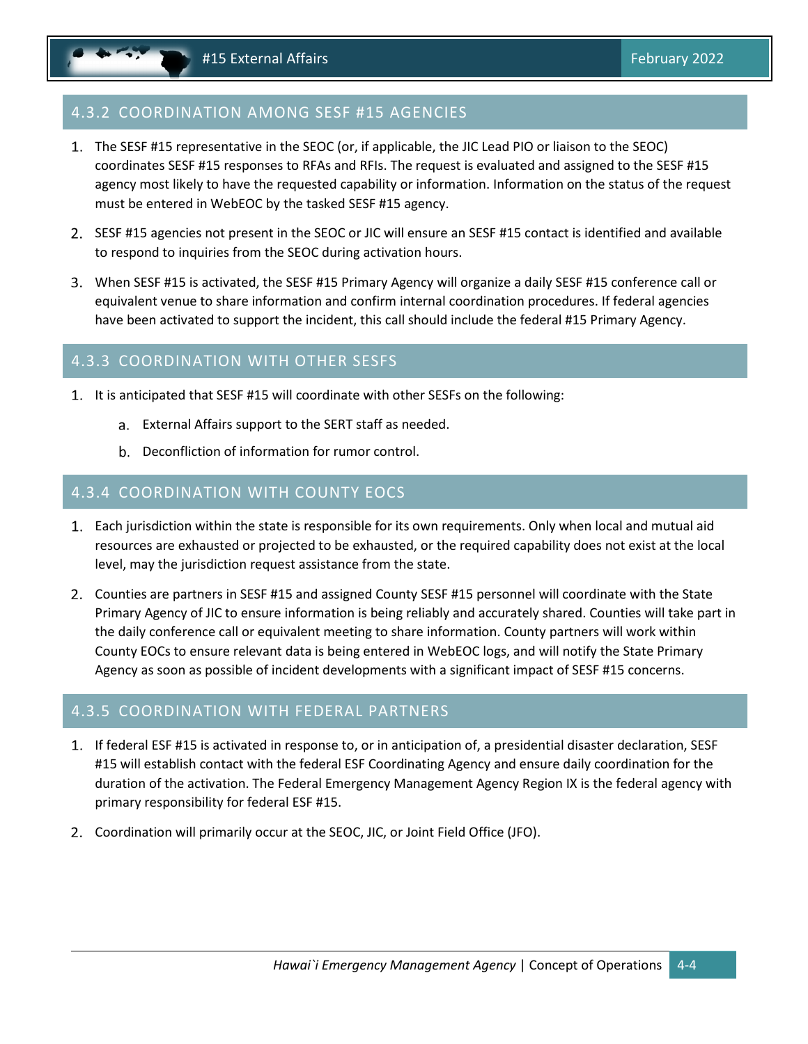## 4.3.2 COORDINATION AMONG SESF #15 AGENCIES

1. The SESF #15 representative in the SEOC (or, if applicable, the JIC Lead PIO or liaison to the SEOC) coordinates SESF #15 responses to RFAs and RFIs. The request is evaluated and assigned to the SESF #15 agency most likely to have the requested capability or information. Information on the status of the request must be entered in WebEOC by the tasked SESF #15 agency.
2. SESF #15 agencies not present in the SEOC or JIC will ensure an SESF #15 contact is identified and available to respond to inquiries from the SEOC during activation hours.
3. When SESF #15 is activated, the SESF #15 Primary Agency will organize a daily SESF #15 conference call or equivalent venue to share information and confirm internal coordination procedures. If federal agencies have been activated to support the incident, this call should include the federal #15 Primary Agency.

## 4.3.3 COORDINATION WITH OTHER SESFS

1. It is anticipated that SESF #15 will coordinate with other SESFs on the following:
   a. External Affairs support to the SERT staff as needed.
   b. Deconfliction of information for rumor control.

## 4.3.4 COORDINATION WITH COUNTY EOCS

1. Each jurisdiction within the state is responsible for its own requirements. Only when local and mutual aid resources are exhausted or projected to be exhausted, or the required capability does not exist at the local level, may the jurisdiction request assistance from the state.
2. Counties are partners in SESF #15 and assigned County SESF #15 personnel will coordinate with the State Primary Agency of JIC to ensure information is being reliably and accurately shared. Counties will take part in the daily conference call or equivalent meeting to share information. County partners will work within County EOCs to ensure relevant data is being entered in WebEOC logs, and will notify the State Primary Agency as soon as possible of incident developments with a significant impact of SESF #15 concerns.

## 4.3.5 COORDINATION WITH FEDERAL PARTNERS

1. If federal ESF #15 is activated in response to, or in anticipation of, a presidential disaster declaration, SESF #15 will establish contact with the federal ESF Coordinating Agency and ensure daily coordination for the duration of the activation. The Federal Emergency Management Agency Region IX is the federal agency with primary responsibility for federal ESF #15.
2. Coordination will primarily occur at the SEOC, JIC, or Joint Field Office (JFO).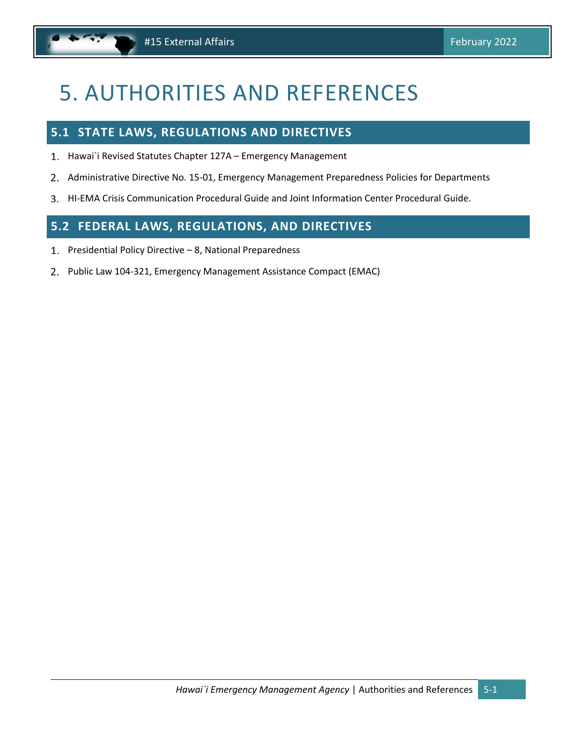# 5. AUTHORITIES AND REFERENCES

## 5.1 STATE LAWS, REGULATIONS AND DIRECTIVES

1. Hawai`i Revised Statutes Chapter 127A – Emergency Management
2. Administrative Directive No. 15-01, Emergency Management Preparedness Policies for Departments
3. HI-EMA Crisis Communication Procedural Guide and Joint Information Center Procedural Guide.

## 5.2 FEDERAL LAWS, REGULATIONS, AND DIRECTIVES

1. Presidential Policy Directive – 8, National Preparedness
2. Public Law 104-321, Emergency Management Assistance Compact (EMAC)